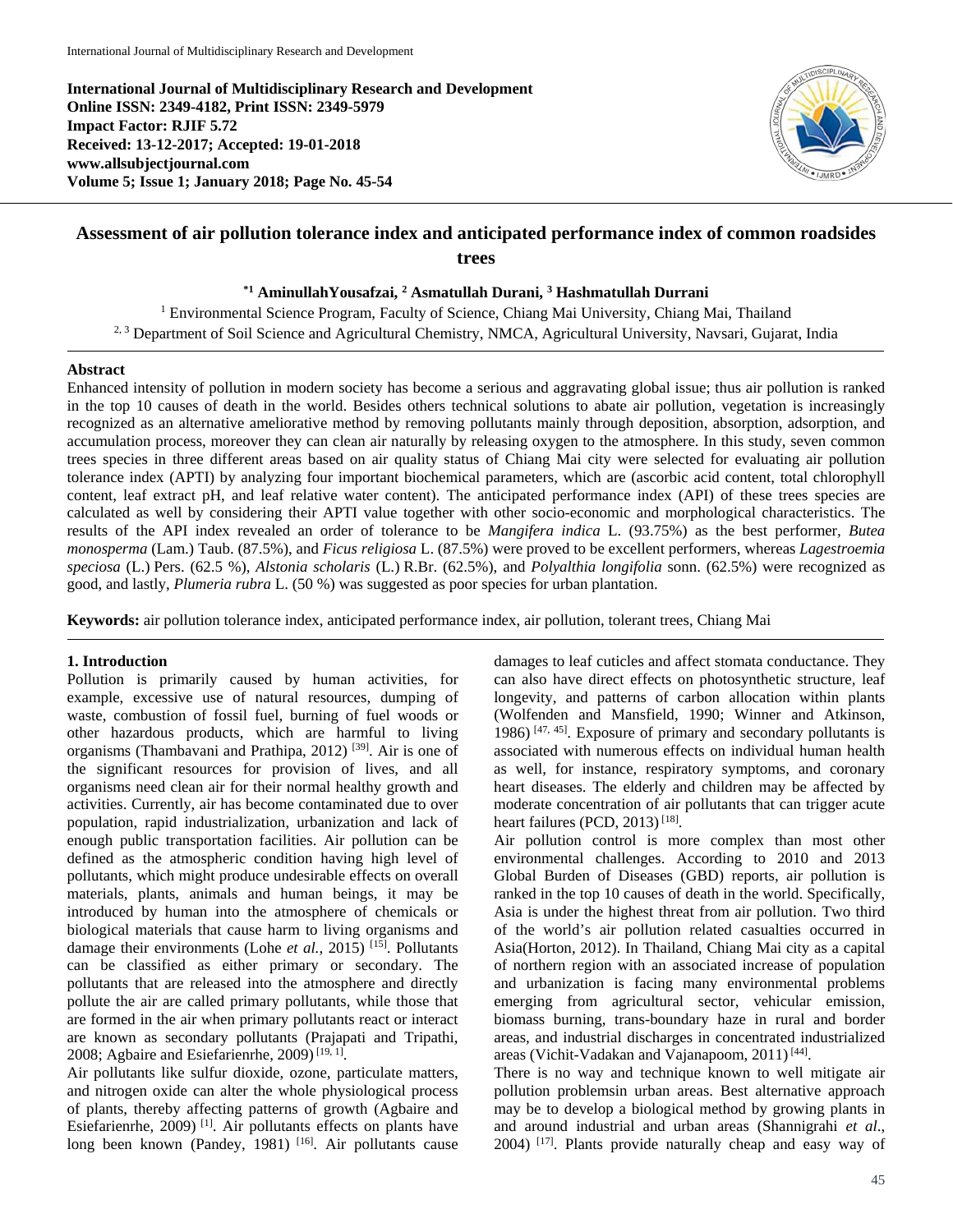**International Journal of Multidisciplinary Research and Development**
**Online ISSN: 2349-4182, Print ISSN: 2349-5979**
**Impact Factor: RJIF 5.72**
**Received: 13-12-2017; Accepted: 19-01-2018**
**www.allsubjectjournal.com**
**Volume 5; Issue 1; January 2018; Page No. 45-54**

# Assessment of air pollution tolerance index and anticipated performance index of common roadsides trees

**[*1] AminullahYousafzai, [2] Asmatullah Durani, [3] Hashmatullah Durrani**

[1] Environmental Science Program, Faculty of Science, Chiang Mai University, Chiang Mai, Thailand
[2, 3] Department of Soil Science and Agricultural Chemistry, NMCA, Agricultural University, Navsari, Gujarat, India

## Abstract

Enhanced intensity of pollution in modern society has become a serious and aggravating global issue; thus air pollution is ranked in the top 10 causes of death in the world. Besides others technical solutions to abate air pollution, vegetation is increasingly recognized as an alternative ameliorative method by removing pollutants mainly through deposition, absorption, adsorption, and accumulation process, moreover they can clean air naturally by releasing oxygen to the atmosphere. In this study, seven common trees species in three different areas based on air quality status of Chiang Mai city were selected for evaluating air pollution tolerance index (APTI) by analyzing four important biochemical parameters, which are (ascorbic acid content, total chlorophyll content, leaf extract pH, and leaf relative water content). The anticipated performance index (API) of these trees species are calculated as well by considering their APTI value together with other socio-economic and morphological characteristics. The results of the API index revealed an order of tolerance to be *Mangifera indica* L. (93.75%) as the best performer, *Butea monosperma* (Lam.) Taub. (87.5%), and *Ficus religiosa* L. (87.5%) were proved to be excellent performers, whereas *Lagestroemia speciosa* (L.) Pers. (62.5 %), *Alstonia scholaris* (L.) R.Br. (62.5%), and *Polyalthia longifolia* sonn. (62.5%) were recognized as good, and lastly, *Plumeria rubra* L. (50 %) was suggested as poor species for urban plantation.

**Keywords:** air pollution tolerance index, anticipated performance index, air pollution, tolerant trees, Chiang Mai

## 1. Introduction

Pollution is primarily caused by human activities, for example, excessive use of natural resources, dumping of waste, combustion of fossil fuel, burning of fuel woods or other hazardous products, which are harmful to living organisms (Thambavani and Prathipa, 2012) [39]. Air is one of the significant resources for provision of lives, and all organisms need clean air for their normal healthy growth and activities. Currently, air has become contaminated due to over population, rapid industrialization, urbanization and lack of enough public transportation facilities. Air pollution can be defined as the atmospheric condition having high level of pollutants, which might produce undesirable effects on overall materials, plants, animals and human beings, it may be introduced by human into the atmosphere of chemicals or biological materials that cause harm to living organisms and damage their environments (Lohe *et al.,* 2015) [15]. Pollutants can be classified as either primary or secondary. The pollutants that are released into the atmosphere and directly pollute the air are called primary pollutants, while those that are formed in the air when primary pollutants react or interact are known as secondary pollutants (Prajapati and Tripathi, 2008; Agbaire and Esiefarienrhe, 2009) [19, 1].

Air pollutants like sulfur dioxide, ozone, particulate matters, and nitrogen oxide can alter the whole physiological process of plants, thereby affecting patterns of growth (Agbaire and Esiefarienrhe, 2009) [1]. Air pollutants effects on plants have long been known (Pandey, 1981) [16]. Air pollutants cause damages to leaf cuticles and affect stomata conductance. They can also have direct effects on photosynthetic structure, leaf longevity, and patterns of carbon allocation within plants (Wolfenden and Mansfield, 1990; Winner and Atkinson, 1986) [47, 45]. Exposure of primary and secondary pollutants is associated with numerous effects on individual human health as well, for instance, respiratory symptoms, and coronary heart diseases. The elderly and children may be affected by moderate concentration of air pollutants that can trigger acute heart failures (PCD, 2013) [18].

Air pollution control is more complex than most other environmental challenges. According to 2010 and 2013 Global Burden of Diseases (GBD) reports, air pollution is ranked in the top 10 causes of death in the world. Specifically, Asia is under the highest threat from air pollution. Two third of the world's air pollution related casualties occurred in Asia(Horton, 2012). In Thailand, Chiang Mai city as a capital of northern region with an associated increase of population and urbanization is facing many environmental problems emerging from agricultural sector, vehicular emission, biomass burning, trans-boundary haze in rural and border areas, and industrial discharges in concentrated industrialized areas (Vichit-Vadakan and Vajanapoom, 2011) [44].

There is no way and technique known to well mitigate air pollution problemsin urban areas. Best alternative approach may be to develop a biological method by growing plants in and around industrial and urban areas (Shannigrahi *et al.,* 2004) [17]. Plants provide naturally cheap and easy way of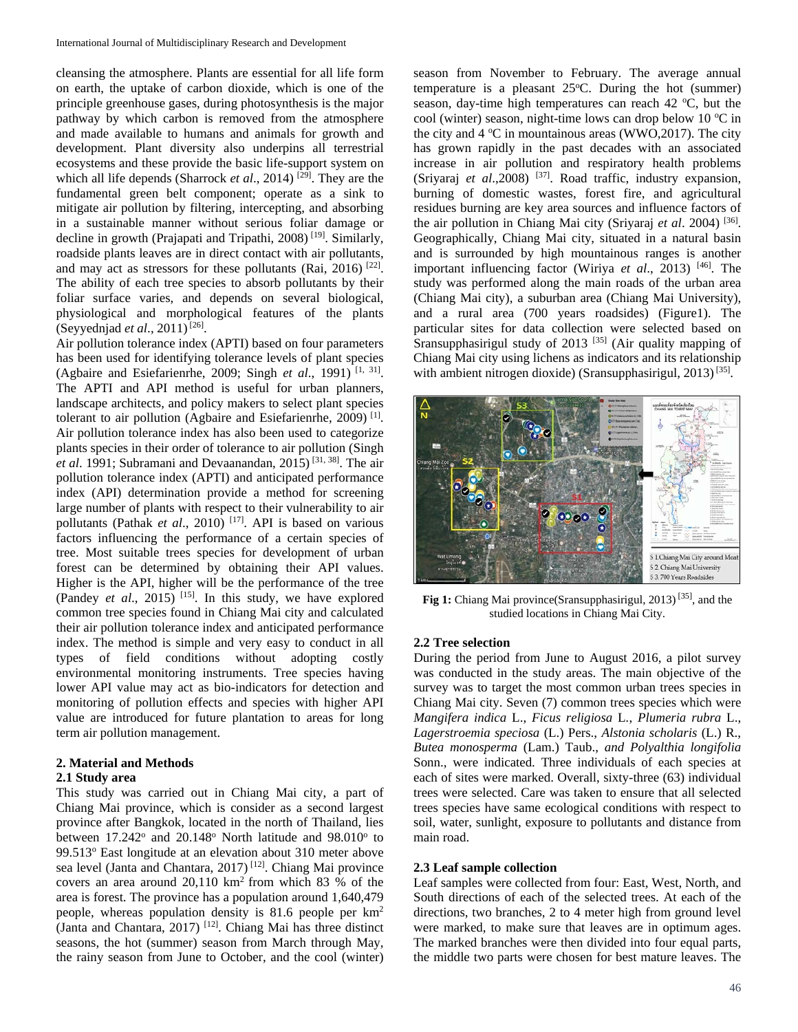cleansing the atmosphere. Plants are essential for all life form on earth, the uptake of carbon dioxide, which is one of the principle greenhouse gases, during photosynthesis is the major pathway by which carbon is removed from the atmosphere and made available to humans and animals for growth and development. Plant diversity also underpins all terrestrial ecosystems and these provide the basic life-support system on which all life depends (Sharrock *et al*., 2014) [29]. They are the fundamental green belt component; operate as a sink to mitigate air pollution by filtering, intercepting, and absorbing in a sustainable manner without serious foliar damage or decline in growth (Prajapati and Tripathi, 2008) [19]. Similarly, roadside plants leaves are in direct contact with air pollutants, and may act as stressors for these pollutants (Rai, 2016) [22]. The ability of each tree species to absorb pollutants by their foliar surface varies, and depends on several biological, physiological and morphological features of the plants (Seyyednjad *et al*., 2011) [26].

Air pollution tolerance index (APTI) based on four parameters has been used for identifying tolerance levels of plant species (Agbaire and Esiefarienrhe, 2009; Singh *et al*., 1991) [1, 31]. The APTI and API method is useful for urban planners, landscape architects, and policy makers to select plant species tolerant to air pollution (Agbaire and Esiefarienrhe, 2009) [1]. Air pollution tolerance index has also been used to categorize plants species in their order of tolerance to air pollution (Singh *et al*. 1991; Subramani and Devaanandan, 2015) [31, 38]. The air pollution tolerance index (APTI) and anticipated performance index (API) determination provide a method for screening large number of plants with respect to their vulnerability to air pollutants (Pathak *et al*., 2010) [17]. API is based on various factors influencing the performance of a certain species of tree. Most suitable trees species for development of urban forest can be determined by obtaining their API values. Higher is the API, higher will be the performance of the tree (Pandey *et al*., 2015) [15]. In this study, we have explored common tree species found in Chiang Mai city and calculated their air pollution tolerance index and anticipated performance index. The method is simple and very easy to conduct in all types of field conditions without adopting costly environmental monitoring instruments. Tree species having lower API value may act as bio-indicators for detection and monitoring of pollution effects and species with higher API value are introduced for future plantation to areas for long term air pollution management.

## 2. Material and Methods

### 2.1 Study area

This study was carried out in Chiang Mai city, a part of Chiang Mai province, which is consider as a second largest province after Bangkok, located in the north of Thailand, lies between 17.242° and 20.148° North latitude and 98.010° to 99.513° East longitude at an elevation about 310 meter above sea level (Janta and Chantara, 2017) [12]. Chiang Mai province covers an area around 20,110 km$^2$ from which 83 % of the area is forest. The province has a population around 1,640,479 people, whereas population density is 81.6 people per km$^2$ (Janta and Chantara, 2017) [12]. Chiang Mai has three distinct seasons, the hot (summer) season from March through May, the rainy season from June to October, and the cool (winter) season from November to February. The average annual temperature is a pleasant 25°C. During the hot (summer) season, day-time high temperatures can reach 42 °C, but the cool (winter) season, night-time lows can drop below 10 °C in the city and 4 °C in mountainous areas (WWO,2017). The city has grown rapidly in the past decades with an associated increase in air pollution and respiratory health problems (Sriyaraj *et al*.,2008) [37]. Road traffic, industry expansion, burning of domestic wastes, forest fire, and agricultural residues burning are key area sources and influence factors of the air pollution in Chiang Mai city (Sriyaraj *et al*. 2004) [36]. Geographically, Chiang Mai city, situated in a natural basin and is surrounded by high mountainous ranges is another important influencing factor (Wiriya *et al*., 2013) [46]. The study was performed along the main roads of the urban area (Chiang Mai city), a suburban area (Chiang Mai University), and a rural area (700 years roadsides) (Figure1). The particular sites for data collection were selected based on Sransupphasirigul study of 2013 [35] (Air quality mapping of Chiang Mai city using lichens as indicators and its relationship with ambient nitrogen dioxide) (Sransupphasirigul, 2013) [35].

**Fig 1:** Chiang Mai province(Sransupphasirigul, 2013) [35], and the studied locations in Chiang Mai City.

### 2.2 Tree selection

During the period from June to August 2016, a pilot survey was conducted in the study areas. The main objective of the survey was to target the most common urban trees species in Chiang Mai city. Seven (7) common trees species which were *Mangifera indica* L., *Ficus religiosa* L., *Plumeria rubra* L., *Lagerstroemia speciosa* (L.) Pers., *Alstonia scholaris* (L.) R., *Butea monosperma* (Lam.) Taub., *and Polyalthia longifolia* Sonn., were indicated. Three individuals of each species at each of sites were marked. Overall, sixty-three (63) individual trees were selected. Care was taken to ensure that all selected trees species have same ecological conditions with respect to soil, water, sunlight, exposure to pollutants and distance from main road.

### 2.3 Leaf sample collection

Leaf samples were collected from four: East, West, North, and South directions of each of the selected trees. At each of the directions, two branches, 2 to 4 meter high from ground level were marked, to make sure that leaves are in optimum ages. The marked branches were then divided into four equal parts, the middle two parts were chosen for best mature leaves. The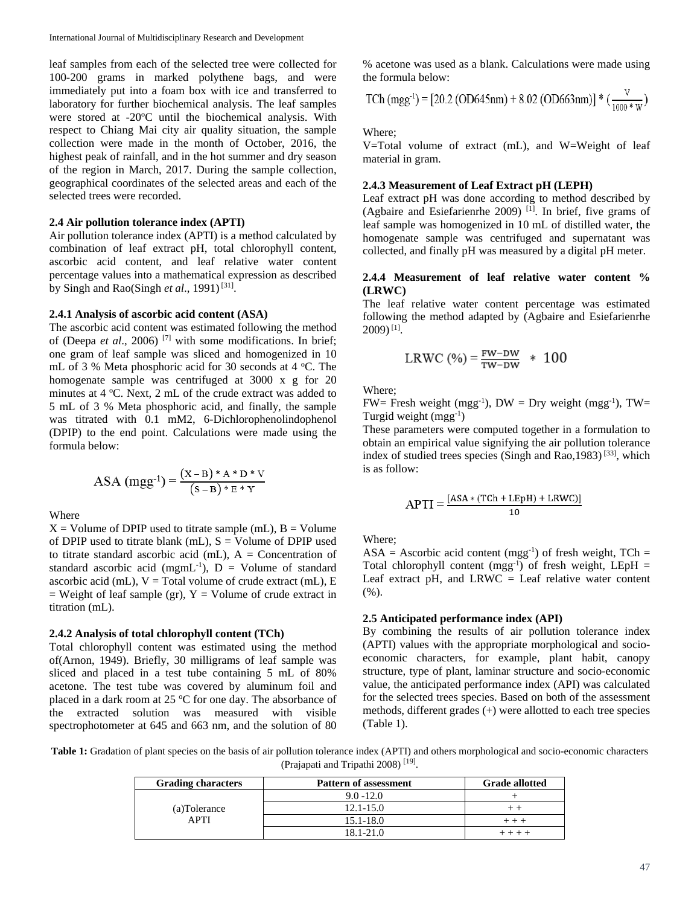leaf samples from each of the selected tree were collected for 100-200 grams in marked polythene bags, and were immediately put into a foam box with ice and transferred to laboratory for further biochemical analysis. The leaf samples were stored at -20ºC until the biochemical analysis. With respect to Chiang Mai city air quality situation, the sample collection were made in the month of October, 2016, the highest peak of rainfall, and in the hot summer and dry season of the region in March, 2017. During the sample collection, geographical coordinates of the selected areas and each of the selected trees were recorded.

### 2.4 Air pollution tolerance index (APTI)

Air pollution tolerance index (APTI) is a method calculated by combination of leaf extract pH, total chlorophyll content, ascorbic acid content, and leaf relative water content percentage values into a mathematical expression as described by Singh and Rao(Singh *et al*., 1991) [31].

#### 2.4.1 Analysis of ascorbic acid content (ASA)

The ascorbic acid content was estimated following the method of (Deepa *et al*., 2006) [7] with some modifications. In brief; one gram of leaf sample was sliced and homogenized in 10 mL of 3 % Meta phosphoric acid for 30 seconds at 4 ºC. The homogenate sample was centrifuged at 3000 x g for 20 minutes at 4 ºC. Next, 2 mL of the crude extract was added to 5 mL of 3 % Meta phosphoric acid, and finally, the sample was titrated with 0.1 mM2, 6-Dichlorophenolindophenol (DPIP) to the end point. Calculations were made using the formula below:

$$\text{ASA (mgg}^{-1}) = \frac{(X - B) * A * D * V}{(S - B) * E * Y}$$

Where

X = Volume of DPIP used to titrate sample (mL), B = Volume of DPIP used to titrate blank (mL), S = Volume of DPIP used to titrate standard ascorbic acid (mL), A = Concentration of standard ascorbic acid (mgmL$^{-1}$), D = Volume of standard ascorbic acid (mL), V = Total volume of crude extract (mL), E = Weight of leaf sample (gr), Y = Volume of crude extract in titration (mL).

#### 2.4.2 Analysis of total chlorophyll content (TCh)

Total chlorophyll content was estimated using the method of(Arnon, 1949). Briefly, 30 milligrams of leaf sample was sliced and placed in a test tube containing 5 mL of 80% acetone. The test tube was covered by aluminum foil and placed in a dark room at 25 ºC for one day. The absorbance of the extracted solution was measured with visible spectrophotometer at 645 and 663 nm, and the solution of 80 % acetone was used as a blank. Calculations were made using the formula below:

$$\text{TCh (mgg}^{-1}) = [20.2\ (\text{OD645nm}) + 8.02\ (\text{OD663nm})] * \left(\frac{V}{1000 * W}\right)$$

Where;

V=Total volume of extract (mL), and W=Weight of leaf material in gram.

#### 2.4.3 Measurement of Leaf Extract pH (LEPH)

Leaf extract pH was done according to method described by (Agbaire and Esiefarienrhe 2009) [1]. In brief, five grams of leaf sample was homogenized in 10 mL of distilled water, the homogenate sample was centrifuged and supernatant was collected, and finally pH was measured by a digital pH meter.

#### 2.4.4 Measurement of leaf relative water content % (LRWC)

The leaf relative water content percentage was estimated following the method adapted by (Agbaire and Esiefarienrhe 2009) [1].

$$\text{LRWC (\%)} = \frac{FW - DW}{TW - DW} * 100$$

Where;

FW= Fresh weight (mgg$^{-1}$), DW = Dry weight (mgg$^{-1}$), TW= Turgid weight (mgg$^{-1}$)

These parameters were computed together in a formulation to obtain an empirical value signifying the air pollution tolerance index of studied trees species (Singh and Rao,1983) [33], which is as follow:

$$\text{APTI} = \frac{[ASA * (TCh + LEpH) + LRWC)]}{10}$$

Where;

ASA = Ascorbic acid content (mgg$^{-1}$) of fresh weight, TCh = Total chlorophyll content (mgg$^{-1}$) of fresh weight, LEpH = Leaf extract pH, and LRWC = Leaf relative water content (%).

### 2.5 Anticipated performance index (API)

By combining the results of air pollution tolerance index (APTI) values with the appropriate morphological and socio-economic characters, for example, plant habit, canopy structure, type of plant, laminar structure and socio-economic value, the anticipated performance index (API) was calculated for the selected trees species. Based on both of the assessment methods, different grades (+) were allotted to each tree species (Table 1).

**Table 1:** Gradation of plant species on the basis of air pollution tolerance index (APTI) and others morphological and socio-economic characters (Prajapati and Tripathi 2008) [19].

| Grading characters | Pattern of assessment | Grade allotted |
|---|---|---|
| (a)Tolerance APTI | 9.0 -12.0 | + |
| | 12.1-15.0 | + + |
| | 15.1-18.0 | + + + |
| | 18.1-21.0 | + + + + |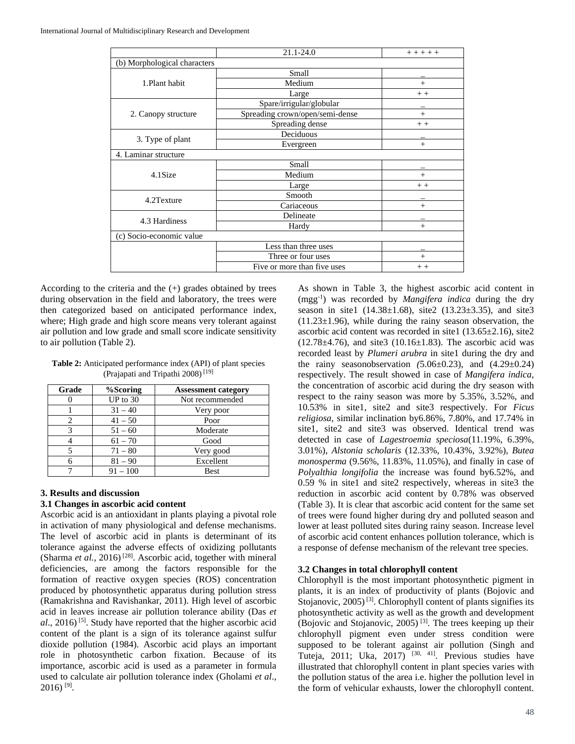| | 21.1-24.0 | + + + + + |
|---|---|---|
| (b) Morphological characters | | |
| 1.Plant habit | Small | _ |
| | Medium | + |
| | Large | + + |
| 2. Canopy structure | Spare/irrigular/globular | _ |
| | Spreading crown/open/semi-dense | + |
| | Spreading dense | + + |
| 3. Type of plant | Deciduous | _ |
| | Evergreen | + |
| 4. Laminar structure | | |
| 4.1Size | Small | _ |
| | Medium | + |
| | Large | + + |
| 4.2Texture | Smooth | _ |
| | Cariaceous | + |
| 4.3 Hardiness | Delineate | _ |
| | Hardy | + |
| (c) Socio-economic value | | |
| | Less than three uses | _ |
| | Three or four uses | + |
| | Five or more than five uses | + + |

According to the criteria and the (+) grades obtained by trees during observation in the field and laboratory, the trees were then categorized based on anticipated performance index, where; High grade and high score means very tolerant against air pollution and low grade and small score indicate sensitivity to air pollution (Table 2).

**Table 2:** Anticipated performance index (API) of plant species (Prajapati and Tripathi 2008) [19]

| Grade | %Scoring | Assessment category |
|---|---|---|
| 0 | UP to 30 | Not recommended |
| 1 | 31 – 40 | Very poor |
| 2 | 41 – 50 | Poor |
| 3 | 51 – 60 | Moderate |
| 4 | 61 – 70 | Good |
| 5 | 71 – 80 | Very good |
| 6 | 81 – 90 | Excellent |
| 7 | 91 – 100 | Best |

## 3. Results and discussion

### 3.1 Changes in ascorbic acid content

Ascorbic acid is an antioxidant in plants playing a pivotal role in activation of many physiological and defense mechanisms. The level of ascorbic acid in plants is determinant of its tolerance against the adverse effects of oxidizing pollutants (Sharma *et al.,* 2016) [28]. Ascorbic acid, together with mineral deficiencies, are among the factors responsible for the formation of reactive oxygen species (ROS) concentration produced by photosynthetic apparatus during pollution stress (Ramakrishna and Ravishankar, 2011). High level of ascorbic acid in leaves increase air pollution tolerance ability (Das *et al*., 2016) [5]. Study have reported that the higher ascorbic acid content of the plant is a sign of its tolerance against sulfur dioxide pollution (1984). Ascorbic acid plays an important role in photosynthetic carbon fixation. Because of its importance, ascorbic acid is used as a parameter in formula used to calculate air pollution tolerance index (Gholami *et al*., 2016) [9].

As shown in Table 3, the highest ascorbic acid content in (mg$g^{-1}$) was recorded by *Mangifera indica* during the dry season in site1 (14.38±1.68), site2 (13.23±3.35), and site3 (11.23±1.96), while during the rainy season observation, the ascorbic acid content was recorded in site1 (13.65±2.16), site2 (12.78±4.76), and site3 (10.16±1.83). The ascorbic acid was recorded least by *Plumeri arubra* in site1 during the dry and the rainy seasonobservation *(*5.06±0.23), and (4.29±0.24) respectively. The result showed in case of *Mangifera indica,* the concentration of ascorbic acid during the dry season with respect to the rainy season was more by 5.35%, 3.52%, and 10.53% in site1, site2 and site3 respectively. For *Ficus religiosa,* similar inclination by6.86%, 7.80%, and 17.74% in site1, site2 and site3 was observed. Identical trend was detected in case of *Lagestroemia speciosa*(11.19%, 6.39%, 3.01%), *Alstonia scholaris* (12.33%, 10.43%, 3.92%), *Butea monosperma* (9.56%, 11.83%, 11.05%), and finally in case of *Polyalthia longifolia* the increase was found by6.52%, and 0.59 % in site1 and site2 respectively, whereas in site3 the reduction in ascorbic acid content by 0.78% was observed (Table 3). It is clear that ascorbic acid content for the same set of trees were found higher during dry and polluted season and lower at least polluted sites during rainy season. Increase level of ascorbic acid content enhances pollution tolerance, which is a response of defense mechanism of the relevant tree species.

### 3.2 Changes in total chlorophyll content

Chlorophyll is the most important photosynthetic pigment in plants, it is an index of productivity of plants (Bojovic and Stojanovic, 2005) [3]. Chlorophyll content of plants signifies its photosynthetic activity as well as the growth and development (Bojovic and Stojanovic, 2005) [3]. The trees keeping up their chlorophyll pigment even under stress condition were supposed to be tolerant against air pollution (Singh and Tuteja, 2011; Uka, 2017) [30, 41]. Previous studies have illustrated that chlorophyll content in plant species varies with the pollution status of the area i.e. higher the pollution level in the form of vehicular exhausts, lower the chlorophyll content.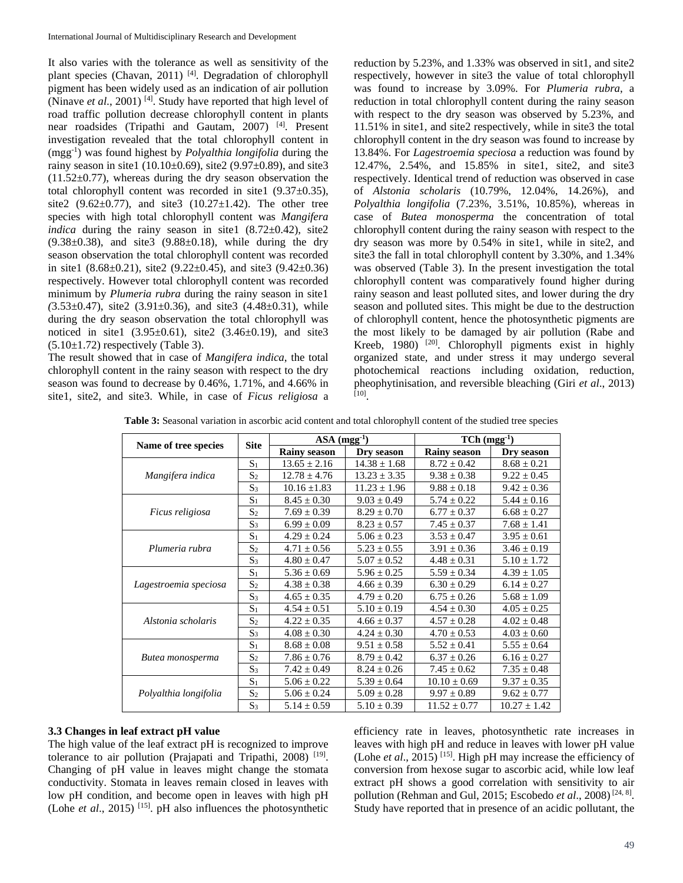It also varies with the tolerance as well as sensitivity of the plant species (Chavan, 2011) [4]. Degradation of chlorophyll pigment has been widely used as an indication of air pollution (Ninave *et al*., 2001) [4]. Study have reported that high level of road traffic pollution decrease chlorophyll content in plants near roadsides (Tripathi and Gautam, 2007) [4]. Present investigation revealed that the total chlorophyll content in (mgg$^{-1}$) was found highest by *Polyalthia longifolia* during the rainy season in site1 (10.10±0.69), site2 (9.97±0.89), and site3 (11.52±0.77), whereas during the dry season observation the total chlorophyll content was recorded in site1 (9.37±0.35), site2 (9.62±0.77), and site3 (10.27±1.42). The other tree species with high total chlorophyll content was *Mangifera indica* during the rainy season in site1 (8.72±0.42), site2 (9.38±0.38), and site3 (9.88±0.18), while during the dry season observation the total chlorophyll content was recorded in site1 (8.68±0.21), site2 (9.22±0.45), and site3 (9.42±0.36) respectively. However total chlorophyll content was recorded minimum by *Plumeria rubra* during the rainy season in site1 (3.53±0.47), site2 (3.91±0.36), and site3 (4.48±0.31), while during the dry season observation the total chlorophyll was noticed in site1 (3.95±0.61), site2 (3.46±0.19), and site3 (5.10±1.72) respectively (Table 3).

The result showed that in case of *Mangifera indica*, the total chlorophyll content in the rainy season with respect to the dry season was found to decrease by 0.46%, 1.71%, and 4.66% in site1, site2, and site3. While, in case of *Ficus religiosa* a reduction by 5.23%, and 1.33% was observed in sit1, and site2 respectively, however in site3 the value of total chlorophyll was found to increase by 3.09%. For *Plumeria rubra*, a reduction in total chlorophyll content during the rainy season with respect to the dry season was observed by 5.23%, and 11.51% in site1, and site2 respectively, while in site3 the total chlorophyll content in the dry season was found to increase by 13.84%. For *Lagestroemia speciosa* a reduction was found by 12.47%, 2.54%, and 15.85% in site1, site2, and site3 respectively. Identical trend of reduction was observed in case of *Alstonia scholaris* (10.79%, 12.04%, 14.26%), and *Polyalthia longifolia* (7.23%, 3.51%, 10.85%), whereas in case of *Butea monosperma* the concentration of total chlorophyll content during the rainy season with respect to the dry season was more by 0.54% in site1, while in site2, and site3 the fall in total chlorophyll content by 3.30%, and 1.34% was observed (Table 3). In the present investigation the total chlorophyll content was comparatively found higher during rainy season and least polluted sites, and lower during the dry season and polluted sites. This might be due to the destruction of chlorophyll content, hence the photosynthetic pigments are the most likely to be damaged by air pollution (Rabe and Kreeb, 1980) [20]. Chlorophyll pigments exist in highly organized state, and under stress it may undergo several photochemical reactions including oxidation, reduction, pheophytinisation, and reversible bleaching (Giri *et al*., 2013) [10].

**Table 3:** Seasonal variation in ascorbic acid content and total chlorophyll content of the studied tree species

| Name of tree species | Site | ASA (mgg$^{-1}$) | | TCh (mgg$^{-1}$) | |
|---|---|---|---|---|---|
| | | Rainy season | Dry season | Rainy season | Dry season |
| *Mangifera indica* | $S_1$ | 13.65 ± 2.16 | 14.38 ± 1.68 | 8.72 ± 0.42 | 8.68 ± 0.21 |
| | $S_2$ | 12.78 ± 4.76 | 13.23 ± 3.35 | 9.38 ± 0.38 | 9.22 ± 0.45 |
| | $S_3$ | 10.16 ±1.83 | 11.23 ± 1.96 | 9.88 ± 0.18 | 9.42 ± 0.36 |
| *Ficus religiosa* | $S_1$ | 8.45 ± 0.30 | 9.03 ± 0.49 | 5.74 ± 0.22 | 5.44 ± 0.16 |
| | $S_2$ | 7.69 ± 0.39 | 8.29 ± 0.70 | 6.77 ± 0.37 | 6.68 ± 0.27 |
| | $S_3$ | 6.99 ± 0.09 | 8.23 ± 0.57 | 7.45 ± 0.37 | 7.68 ± 1.41 |
| *Plumeria rubra* | $S_1$ | 4.29 ± 0.24 | 5.06 ± 0.23 | 3.53 ± 0.47 | 3.95 ± 0.61 |
| | $S_2$ | 4.71 ± 0.56 | 5.23 ± 0.55 | 3.91 ± 0.36 | 3.46 ± 0.19 |
| | $S_3$ | 4.80 ± 0.47 | 5.07 ± 0.52 | 4.48 ± 0.31 | 5.10 ± 1.72 |
| *Lagestroemia speciosa* | $S_1$ | 5.36 ± 0.69 | 5.96 ± 0.25 | 5.59 ± 0.34 | 4.39 ± 1.05 |
| | $S_2$ | 4.38 ± 0.38 | 4.66 ± 0.39 | 6.30 ± 0.29 | 6.14 ± 0.27 |
| | $S_3$ | 4.65 ± 0.35 | 4.79 ± 0.20 | 6.75 ± 0.26 | 5.68 ± 1.09 |
| *Alstonia scholaris* | $S_1$ | 4.54 ± 0.51 | 5.10 ± 0.19 | 4.54 ± 0.30 | 4.05 ± 0.25 |
| | $S_2$ | 4.22 ± 0.35 | 4.66 ± 0.37 | 4.57 ± 0.28 | 4.02 ± 0.48 |
| | $S_3$ | 4.08 ± 0.30 | 4.24 ± 0.30 | 4.70 ± 0.53 | 4.03 ± 0.60 |
| *Butea monosperma* | $S_1$ | 8.68 ± 0.08 | 9.51 ± 0.58 | 5.52 ± 0.41 | 5.55 ± 0.64 |
| | $S_2$ | 7.86 ± 0.76 | 8.79 ± 0.42 | 6.37 ± 0.26 | 6.16 ± 0.27 |
| | $S_3$ | 7.42 ± 0.49 | 8.24 ± 0.26 | 7.45 ± 0.62 | 7.35 ± 0.48 |
| *Polyalthia longifolia* | $S_1$ | 5.06 ± 0.22 | 5.39 ± 0.64 | 10.10 ± 0.69 | 9.37 ± 0.35 |
| | $S_2$ | 5.06 ± 0.24 | 5.09 ± 0.28 | 9.97 ± 0.89 | 9.62 ± 0.77 |
| | $S_3$ | 5.14 ± 0.59 | 5.10 ± 0.39 | 11.52 ± 0.77 | 10.27 ± 1.42 |

### 3.3 Changes in leaf extract pH value

The high value of the leaf extract pH is recognized to improve tolerance to air pollution (Prajapati and Tripathi, 2008) [19]. Changing of pH value in leaves might change the stomata conductivity. Stomata in leaves remain closed in leaves with low pH condition, and become open in leaves with high pH (Lohe *et al*., 2015) [15]. pH also influences the photosynthetic efficiency rate in leaves, photosynthetic rate increases in leaves with high pH and reduce in leaves with lower pH value (Lohe *et al*., 2015) [15]. High pH may increase the efficiency of conversion from hexose sugar to ascorbic acid, while low leaf extract pH shows a good correlation with sensitivity to air pollution (Rehman and Gul, 2015; Escobedo *et al*., 2008) [24, 8]. Study have reported that in presence of an acidic pollutant, the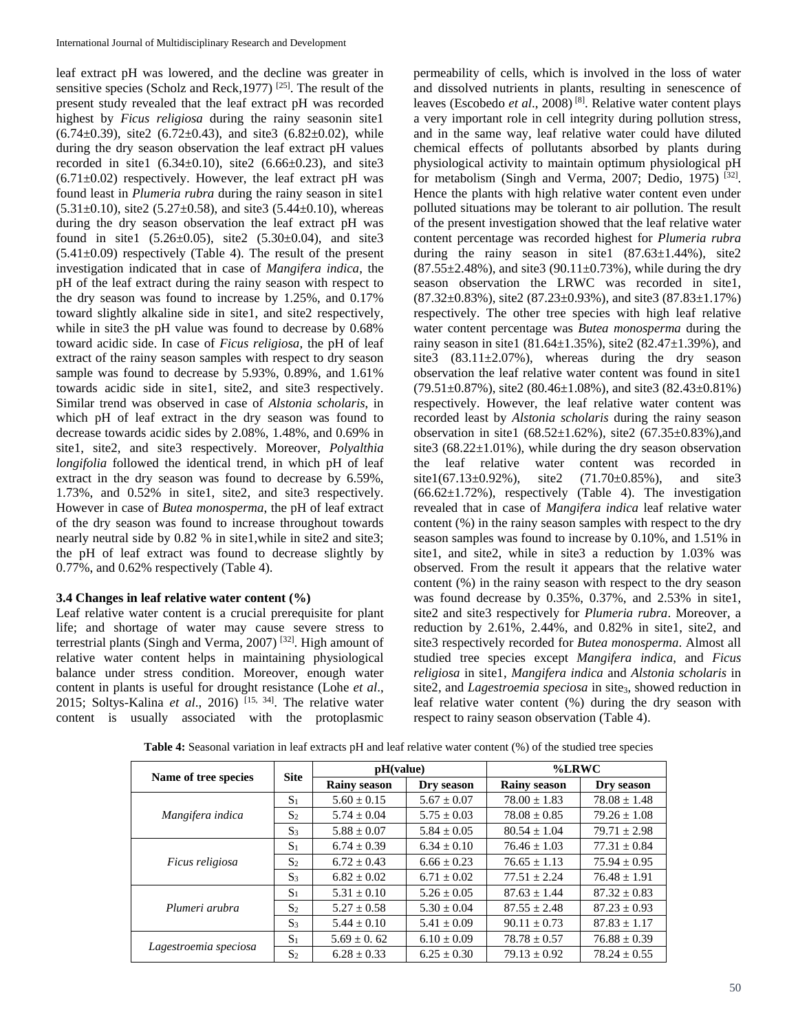leaf extract pH was lowered, and the decline was greater in sensitive species (Scholz and Reck,1977) [25]. The result of the present study revealed that the leaf extract pH was recorded highest by *Ficus religiosa* during the rainy seasonin site1 (6.74±0.39), site2 (6.72±0.43), and site3 (6.82±0.02), while during the dry season observation the leaf extract pH values recorded in site1 (6.34±0.10), site2 (6.66±0.23), and site3 (6.71±0.02) respectively. However, the leaf extract pH was found least in *Plumeria rubra* during the rainy season in site1 (5.31±0.10), site2 (5.27±0.58), and site3 (5.44±0.10), whereas during the dry season observation the leaf extract pH was found in site1 (5.26±0.05), site2 (5.30±0.04), and site3 (5.41±0.09) respectively (Table 4). The result of the present investigation indicated that in case of *Mangifera indica*, the pH of the leaf extract during the rainy season with respect to the dry season was found to increase by 1.25%, and 0.17% toward slightly alkaline side in site1, and site2 respectively, while in site3 the pH value was found to decrease by 0.68% toward acidic side. In case of *Ficus religiosa*, the pH of leaf extract of the rainy season samples with respect to dry season sample was found to decrease by 5.93%, 0.89%, and 1.61% towards acidic side in site1, site2, and site3 respectively. Similar trend was observed in case of *Alstonia scholaris*, in which pH of leaf extract in the dry season was found to decrease towards acidic sides by 2.08%, 1.48%, and 0.69% in site1, site2, and site3 respectively. Moreover, *Polyalthia longifolia* followed the identical trend, in which pH of leaf extract in the dry season was found to decrease by 6.59%, 1.73%, and 0.52% in site1, site2, and site3 respectively. However in case of *Butea monosperma*, the pH of leaf extract of the dry season was found to increase throughout towards nearly neutral side by 0.82 % in site1,while in site2 and site3; the pH of leaf extract was found to decrease slightly by 0.77%, and 0.62% respectively (Table 4).

### 3.4 Changes in leaf relative water content (%)

Leaf relative water content is a crucial prerequisite for plant life; and shortage of water may cause severe stress to terrestrial plants (Singh and Verma, 2007) [32]. High amount of relative water content helps in maintaining physiological balance under stress condition. Moreover, enough water content in plants is useful for drought resistance (Lohe *et al*., 2015; Soltys-Kalina *et al*., 2016) [15, 34]. The relative water content is usually associated with the protoplasmic permeability of cells, which is involved in the loss of water and dissolved nutrients in plants, resulting in senescence of leaves (Escobedo *et al*., 2008) [8]. Relative water content plays a very important role in cell integrity during pollution stress, and in the same way, leaf relative water could have diluted chemical effects of pollutants absorbed by plants during physiological activity to maintain optimum physiological pH for metabolism (Singh and Verma, 2007; Dedio, 1975) [32]. Hence the plants with high relative water content even under polluted situations may be tolerant to air pollution. The result of the present investigation showed that the leaf relative water content percentage was recorded highest for *Plumeria rubra* during the rainy season in site1 (87.63±1.44%), site2 (87.55±2.48%), and site3 (90.11±0.73%), while during the dry season observation the LRWC was recorded in site1, (87.32±0.83%), site2 (87.23±0.93%), and site3 (87.83±1.17%) respectively. The other tree species with high leaf relative water content percentage was *Butea monosperma* during the rainy season in site1 (81.64±1.35%), site2 (82.47±1.39%), and site3 (83.11±2.07%), whereas during the dry season observation the leaf relative water content was found in site1 (79.51±0.87%), site2 (80.46±1.08%), and site3 (82.43±0.81%) respectively. However, the leaf relative water content was recorded least by *Alstonia scholaris* during the rainy season observation in site1 (68.52±1.62%), site2 (67.35±0.83%),and site3 (68.22±1.01%), while during the dry season observation the leaf relative water content was recorded in site1(67.13±0.92%), site2 (71.70±0.85%), and site3 (66.62±1.72%), respectively (Table 4). The investigation revealed that in case of *Mangifera indica* leaf relative water content (%) in the rainy season samples with respect to the dry season samples was found to increase by 0.10%, and 1.51% in site1, and site2, while in site3 a reduction by 1.03% was observed. From the result it appears that the relative water content (%) in the rainy season with respect to the dry season was found decrease by 0.35%, 0.37%, and 2.53% in site1, site2 and site3 respectively for *Plumeria rubra*. Moreover, a reduction by 2.61%, 2.44%, and 0.82% in site1, site2, and site3 respectively recorded for *Butea monosperma*. Almost all studied tree species except *Mangifera indica*, and *Ficus religiosa* in site1, *Mangifera indica* and *Alstonia scholaris* in site2, and *Lagestroemia speciosa* in site$_3$, showed reduction in leaf relative water content (%) during the dry season with respect to rainy season observation (Table 4).

**Table 4:** Seasonal variation in leaf extracts pH and leaf relative water content (%) of the studied tree species

| Name of tree species | Site | pH(value) | | %LRWC | |
|---|---|---|---|---|---|
| | | Rainy season | Dry season | Rainy season | Dry season |
| *Mangifera indica* | $S_1$ | 5.60 ± 0.15 | 5.67 ± 0.07 | 78.00 ± 1.83 | 78.08 ± 1.48 |
| | $S_2$ | 5.74 ± 0.04 | 5.75 ± 0.03 | 78.08 ± 0.85 | 79.26 ± 1.08 |
| | $S_3$ | 5.88 ± 0.07 | 5.84 ± 0.05 | 80.54 ± 1.04 | 79.71 ± 2.98 |
| *Ficus religiosa* | $S_1$ | 6.74 ± 0.39 | 6.34 ± 0.10 | 76.46 ± 1.03 | 77.31 ± 0.84 |
| | $S_2$ | 6.72 ± 0.43 | 6.66 ± 0.23 | 76.65 ± 1.13 | 75.94 ± 0.95 |
| | $S_3$ | 6.82 ± 0.02 | 6.71 ± 0.02 | 77.51 ± 2.24 | 76.48 ± 1.91 |
| *Plumeri arubra* | $S_1$ | 5.31 ± 0.10 | 5.26 ± 0.05 | 87.63 ± 1.44 | 87.32 ± 0.83 |
| | $S_2$ | 5.27 ± 0.58 | 5.30 ± 0.04 | 87.55 ± 2.48 | 87.23 ± 0.93 |
| | $S_3$ | 5.44 ± 0.10 | 5.41 ± 0.09 | 90.11 ± 0.73 | 87.83 ± 1.17 |
| *Lagestroemia speciosa* | $S_1$ | 5.69 ± 0. 62 | 6.10 ± 0.09 | 78.78 ± 0.57 | 76.88 ± 0.39 |
| | $S_2$ | 6.28 ± 0.33 | 6.25 ± 0.30 | 79.13 ± 0.92 | 78.24 ± 0.55 |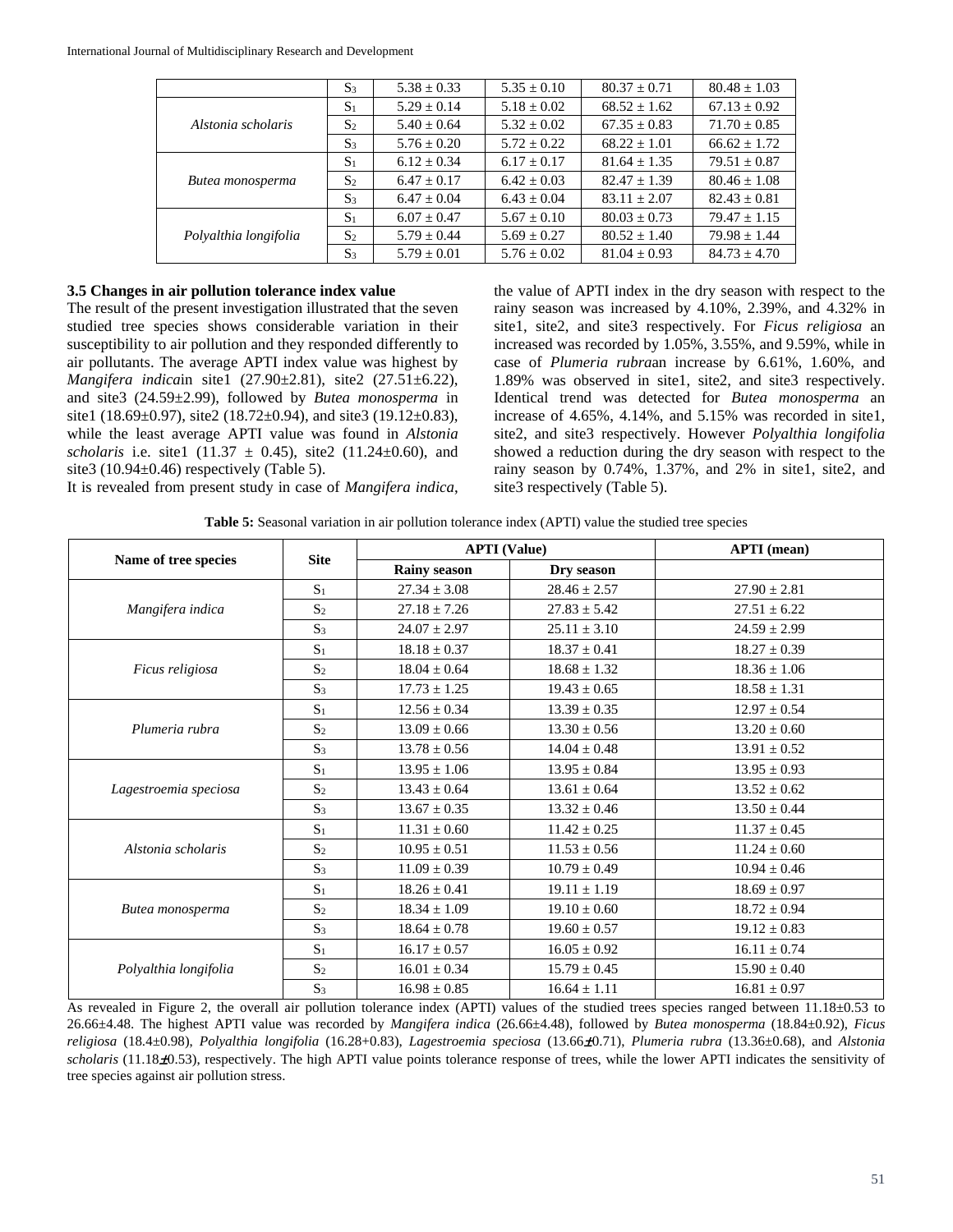| | $S_3$ | 5.38 ± 0.33 | 5.35 ± 0.10 | 80.37 ± 0.71 | 80.48 ± 1.03 |
|---|---|---|---|---|---|
| *Alstonia scholaris* | $S_1$ | 5.29 ± 0.14 | 5.18 ± 0.02 | 68.52 ± 1.62 | 67.13 ± 0.92 |
| | $S_2$ | 5.40 ± 0.64 | 5.32 ± 0.02 | 67.35 ± 0.83 | 71.70 ± 0.85 |
| | $S_3$ | 5.76 ± 0.20 | 5.72 ± 0.22 | 68.22 ± 1.01 | 66.62 ± 1.72 |
| *Butea monosperma* | $S_1$ | 6.12 ± 0.34 | 6.17 ± 0.17 | 81.64 ± 1.35 | 79.51 ± 0.87 |
| | $S_2$ | 6.47 ± 0.17 | 6.42 ± 0.03 | 82.47 ± 1.39 | 80.46 ± 1.08 |
| | $S_3$ | 6.47 ± 0.04 | 6.43 ± 0.04 | 83.11 ± 2.07 | 82.43 ± 0.81 |
| *Polyalthia longifolia* | $S_1$ | 6.07 ± 0.47 | 5.67 ± 0.10 | 80.03 ± 0.73 | 79.47 ± 1.15 |
| | $S_2$ | 5.79 ± 0.44 | 5.69 ± 0.27 | 80.52 ± 1.40 | 79.98 ± 1.44 |
| | $S_3$ | 5.79 ± 0.01 | 5.76 ± 0.02 | 81.04 ± 0.93 | 84.73 ± 4.70 |

### 3.5 Changes in air pollution tolerance index value

The result of the present investigation illustrated that the seven studied tree species shows considerable variation in their susceptibility to air pollution and they responded differently to air pollutants. The average APTI index value was highest by *Mangifera indica*in site1 (27.90±2.81), site2 (27.51±6.22), and site3 (24.59±2.99), followed by *Butea monosperma* in site1 (18.69±0.97), site2 (18.72±0.94), and site3 (19.12±0.83), while the least average APTI value was found in *Alstonia scholaris* i.e. site1 (11.37 ± 0.45), site2 (11.24±0.60), and site3 (10.94±0.46) respectively (Table 5).

It is revealed from present study in case of *Mangifera indica*, the value of APTI index in the dry season with respect to the rainy season was increased by 4.10%, 2.39%, and 4.32% in site1, site2, and site3 respectively. For *Ficus religiosa* an increased was recorded by 1.05%, 3.55%, and 9.59%, while in case of *Plumeria rubra*an increase by 6.61%, 1.60%, and 1.89% was observed in site1, site2, and site3 respectively. Identical trend was detected for *Butea monosperma* an increase of 4.65%, 4.14%, and 5.15% was recorded in site1, site2, and site3 respectively. However *Polyalthia longifolia* showed a reduction during the dry season with respect to the rainy season by 0.74%, 1.37%, and 2% in site1, site2, and site3 respectively (Table 5).

**Table 5:** Seasonal variation in air pollution tolerance index (APTI) value the studied tree species

| Name of tree species | Site | APTI (Value) | | APTI (mean) |
|---|---|---|---|---|
| | | Rainy season | Dry season | |
| *Mangifera indica* | $S_1$ | 27.34 ± 3.08 | 28.46 ± 2.57 | 27.90 ± 2.81 |
| | $S_2$ | 27.18 ± 7.26 | 27.83 ± 5.42 | 27.51 ± 6.22 |
| | $S_3$ | 24.07 ± 2.97 | 25.11 ± 3.10 | 24.59 ± 2.99 |
| *Ficus religiosa* | $S_1$ | 18.18 ± 0.37 | 18.37 ± 0.41 | 18.27 ± 0.39 |
| | $S_2$ | 18.04 ± 0.64 | 18.68 ± 1.32 | 18.36 ± 1.06 |
| | $S_3$ | 17.73 ± 1.25 | 19.43 ± 0.65 | 18.58 ± 1.31 |
| *Plumeria rubra* | $S_1$ | 12.56 ± 0.34 | 13.39 ± 0.35 | 12.97 ± 0.54 |
| | $S_2$ | 13.09 ± 0.66 | 13.30 ± 0.56 | 13.20 ± 0.60 |
| | $S_3$ | 13.78 ± 0.56 | 14.04 ± 0.48 | 13.91 ± 0.52 |
| *Lagestroemia speciosa* | $S_1$ | 13.95 ± 1.06 | 13.95 ± 0.84 | 13.95 ± 0.93 |
| | $S_2$ | 13.43 ± 0.64 | 13.61 ± 0.64 | 13.52 ± 0.62 |
| | $S_3$ | 13.67 ± 0.35 | 13.32 ± 0.46 | 13.50 ± 0.44 |
| *Alstonia scholaris* | $S_1$ | 11.31 ± 0.60 | 11.42 ± 0.25 | 11.37 ± 0.45 |
| | $S_2$ | 10.95 ± 0.51 | 11.53 ± 0.56 | 11.24 ± 0.60 |
| | $S_3$ | 11.09 ± 0.39 | 10.79 ± 0.49 | 10.94 ± 0.46 |
| *Butea monosperma* | $S_1$ | 18.26 ± 0.41 | 19.11 ± 1.19 | 18.69 ± 0.97 |
| | $S_2$ | 18.34 ± 1.09 | 19.10 ± 0.60 | 18.72 ± 0.94 |
| | $S_3$ | 18.64 ± 0.78 | 19.60 ± 0.57 | 19.12 ± 0.83 |
| *Polyalthia longifolia* | $S_1$ | 16.17 ± 0.57 | 16.05 ± 0.92 | 16.11 ± 0.74 |
| | $S_2$ | 16.01 ± 0.34 | 15.79 ± 0.45 | 15.90 ± 0.40 |
| | $S_3$ | 16.98 ± 0.85 | 16.64 ± 1.11 | 16.81 ± 0.97 |

As revealed in Figure 2, the overall air pollution tolerance index (APTI) values of the studied trees species ranged between 11.18±0.53 to 26.66±4.48. The highest APTI value was recorded by *Mangifera indica* (26.66±4.48), followed by *Butea monosperma* (18.84±0.92), *Ficus religiosa* (18.4±0.98), *Polyalthia longifolia* (16.28+0.83), *Lagestroemia speciosa* (13.66±0.71), *Plumeria rubra* (13.36±0.68), and *Alstonia scholaris* (11.18±0.53), respectively. The high APTI value points tolerance response of trees, while the lower APTI indicates the sensitivity of tree species against air pollution stress.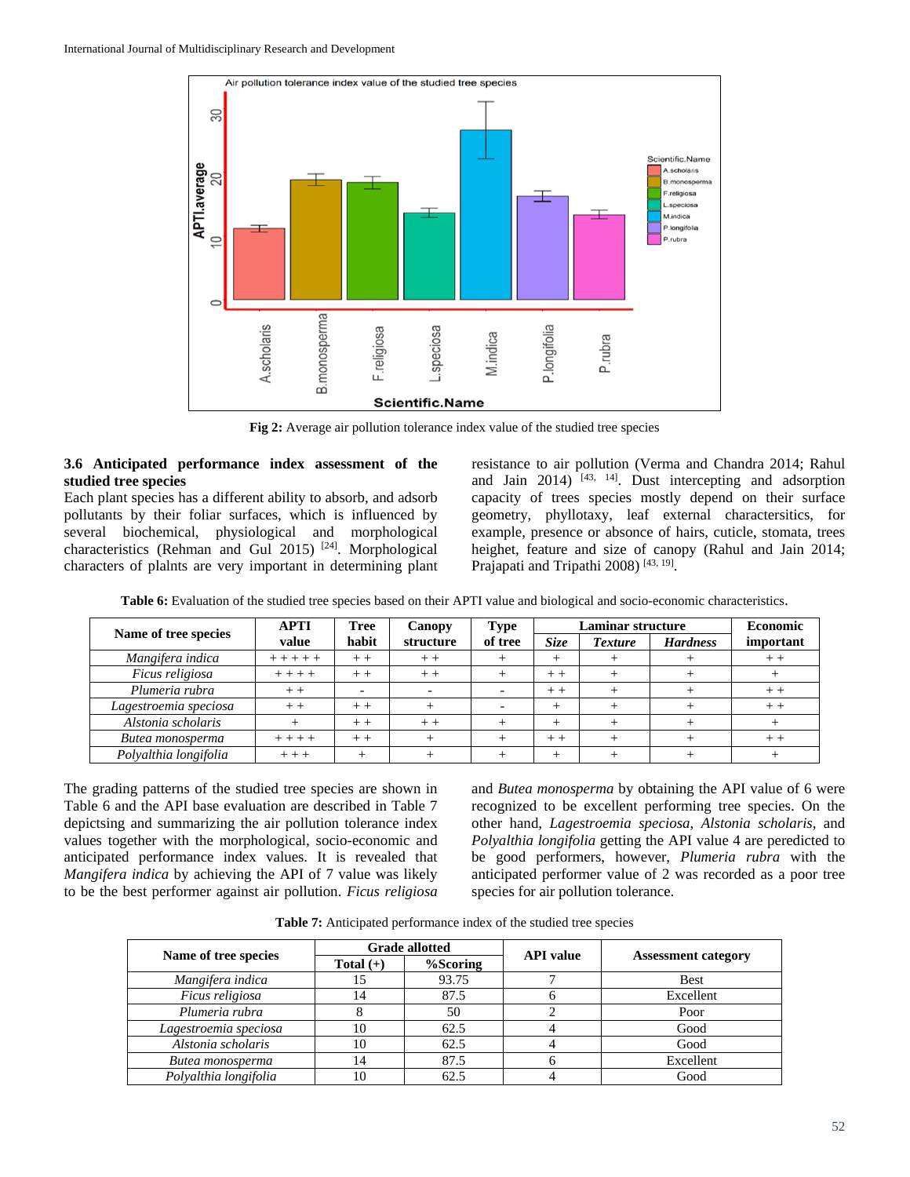Fig 2: Average air pollution tolerance index value of the studied tree species

### 3.6 Anticipated performance index assessment of the studied tree species

Each plant species has a different ability to absorb, and adsorb pollutants by their foliar surfaces, which is influenced by several biochemical, physiological and morphological characteristics (Rehman and Gul 2015) [24]. Morphological characters of plalnts are very important in determining plant resistance to air pollution (Verma and Chandra 2014; Rahul and Jain 2014) [43, 14]. Dust intercepting and adsorption capacity of trees species mostly depend on their surface geometry, phyllotaxy, leaf external charactersitics, for example, presence or absence of hairs, cuticle, stomata, trees heighet, feature and size of canopy (Rahul and Jain 2014; Prajapati and Tripathi 2008) [43, 19].

**Table 6:** Evaluation of the studied tree species based on their APTI value and biological and socio-economic characteristics.

| Name of tree species | APTI value | Tree habit | Canopy structure | Type of tree | Laminar structure | | | Economic important |
|---|---|---|---|---|---|---|---|---|
| | | | | | *Size* | *Texture* | *Hardness* | |
| *Mangifera indica* | + + + + + | + + | + + | + | + | + | + | + + |
| *Ficus religiosa* | + + + + | + + | + + | + | + + | + | + | + |
| *Plumeria rubra* | + + | - | - | - | + + | + | + | + + |
| *Lagestroemia speciosa* | + + | + + | + | - | + | + | + | + + |
| *Alstonia scholaris* | + | + + | + + | + | + | + | + | + |
| *Butea monosperma* | + + + + | + + | + | + | + + | + | + | + + |
| *Polyalthia longifolia* | + + + | + | + | + | + | + | + | + |

The grading patterns of the studied tree species are shown in Table 6 and the API base evaluation are described in Table 7 depictsing and summarizing the air pollution tolerance index values together with the morphological, socio-economic and anticipated performance index values. It is revealed that *Mangifera indica* by achieving the API of 7 value was likely to be the best performer against air pollution. *Ficus religiosa* and *Butea monosperma* by obtaining the API value of 6 were recognized to be excellent performing tree species. On the other hand, *Lagestroemia speciosa*, *Alstonia scholaris*, and *Polyalthia longifolia* getting the API value 4 are perediicted to be good performers, however, *Plumeria rubra* with the anticipated performer value of 2 was recorded as a poor tree species for air pollution tolerance.

**Table 7:** Anticipated performance index of the studied tree species

| Name of tree species | Grade allotted | | API value | Assessment category |
|---|---|---|---|---|
| | Total (+) | %Scoring | | |
| *Mangifera indica* | 15 | 93.75 | 7 | Best |
| *Ficus religiosa* | 14 | 87.5 | 6 | Excellent |
| *Plumeria rubra* | 8 | 50 | 2 | Poor |
| *Lagestroemia speciosa* | 10 | 62.5 | 4 | Good |
| *Alstonia scholaris* | 10 | 62.5 | 4 | Good |
| *Butea monosperma* | 14 | 87.5 | 6 | Excellent |
| *Polyalthia longifolia* | 10 | 62.5 | 4 | Good |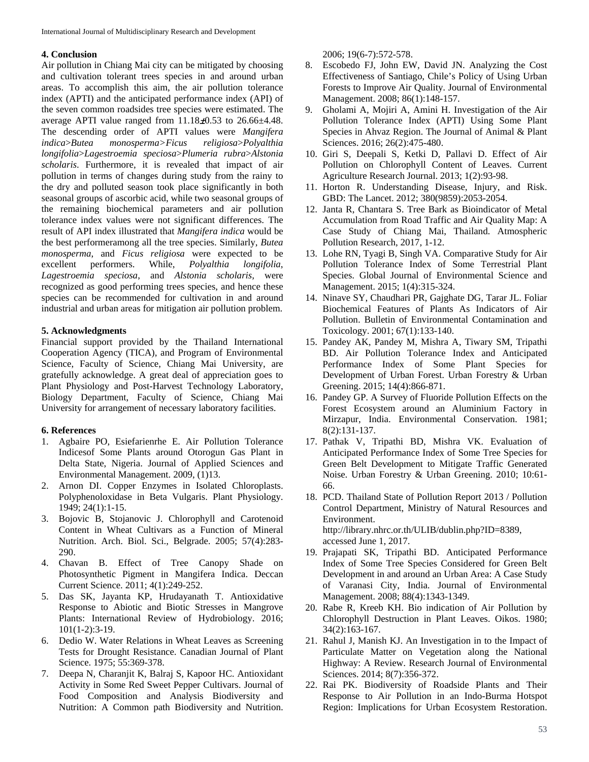## 4. Conclusion

Air pollution in Chiang Mai city can be mitigated by choosing and cultivation tolerant trees species in and around urban areas. To accomplish this aim, the air pollution tolerance index (APTI) and the anticipated performance index (API) of the seven common roadsides tree species were estimated. The average APTI value ranged from 11.18±0.53 to 26.66±4.48. The descending order of APTI values were *Mangifera indica*>*Butea monosperma*>*Ficus religiosa*>*Polyalthia longifolia*>*Lagestroemia speciosa*>*Plumeria rubra*>*Alstonia scholaris*. Furthermore, it is revealed that impact of air pollution in terms of changes during study from the rainy to the dry and polluted season took place significantly in both seasonal groups of ascorbic acid, while two seasonal groups of the remaining biochemical parameters and air pollution tolerance index values were not significant differences. The result of API index illustrated that *Mangifera indica* would be the best performeramong all the tree species. Similarly, *Butea monosperma*, and *Ficus religiosa* were expected to be excellent performers. While, *Polyalthia longifolia*, *Lagestroemia speciosa*, and *Alstonia scholaris*, were recognized as good performing trees species, and hence these species can be recommended for cultivation in and around industrial and urban areas for mitigation air pollution problem.

## 5. Acknowledgments

Financial support provided by the Thailand International Cooperation Agency (TICA), and Program of Environmental Science, Faculty of Science, Chiang Mai University, are gratefully acknowledge. A great deal of appreciation goes to Plant Physiology and Post-Harvest Technology Laboratory, Biology Department, Faculty of Science, Chiang Mai University for arrangement of necessary laboratory facilities.

## 6. References

1. Agbaire PO, Esiefarienrhe E. Air Pollution Tolerance Indicesof Some Plants around Otorogun Gas Plant in Delta State, Nigeria. Journal of Applied Sciences and Environmental Management. 2009, (1)13.
2. Arnon DI. Copper Enzymes in Isolated Chloroplasts. Polyphenoloxidase in Beta Vulgaris. Plant Physiology. 1949; 24(1):1-15.
3. Bojovic B, Stojanovic J. Chlorophyll and Carotenoid Content in Wheat Cultivars as a Function of Mineral Nutrition. Arch. Biol. Sci., Belgrade. 2005; 57(4):283-290.
4. Chavan B. Effect of Tree Canopy Shade on Photosynthetic Pigment in Mangifera Indica. Deccan Current Science. 2011; 4(1):249-252.
5. Das SK, Jayanta KP, Hrudayanath T. Antioxidative Response to Abiotic and Biotic Stresses in Mangrove Plants: International Review of Hydrobiology. 2016; 101(1-2):3-19.
6. Dedio W. Water Relations in Wheat Leaves as Screening Tests for Drought Resistance. Canadian Journal of Plant Science. 1975; 55:369-378.
7. Deepa N, Charanjit K, Balraj S, Kapoor HC. Antioxidant Activity in Some Red Sweet Pepper Cultivars. Journal of Food Composition and Analysis Biodiversity and Nutrition: A Common path Biodiversity and Nutrition. 2006; 19(6-7):572-578.
8. Escobedo FJ, John EW, David JN. Analyzing the Cost Effectiveness of Santiago, Chile's Policy of Using Urban Forests to Improve Air Quality. Journal of Environmental Management. 2008; 86(1):148-157.
9. Gholami A, Mojiri A, Amini H. Investigation of the Air Pollution Tolerance Index (APTI) Using Some Plant Species in Ahvaz Region. The Journal of Animal & Plant Sciences. 2016; 26(2):475-480.
10. Giri S, Deepali S, Ketki D, Pallavi D. Effect of Air Pollution on Chlorophyll Content of Leaves. Current Agriculture Research Journal. 2013; 1(2):93-98.
11. Horton R. Understanding Disease, Injury, and Risk. GBD: The Lancet. 2012; 380(9859):2053-2054.
12. Janta R, Chantara S. Tree Bark as Bioindicator of Metal Accumulation from Road Traffic and Air Quality Map: A Case Study of Chiang Mai, Thailand. Atmospheric Pollution Research, 2017, 1-12.
13. Lohe RN, Tyagi B, Singh VA. Comparative Study for Air Pollution Tolerance Index of Some Terrestrial Plant Species. Global Journal of Environmental Science and Management. 2015; 1(4):315-324.
14. Ninave SY, Chaudhari PR, Gajghate DG, Tarar JL. Foliar Biochemical Features of Plants As Indicators of Air Pollution. Bulletin of Environmental Contamination and Toxicology. 2001; 67(1):133-140.
15. Pandey AK, Pandey M, Mishra A, Tiwary SM, Tripathi BD. Air Pollution Tolerance Index and Anticipated Performance Index of Some Plant Species for Development of Urban Forest. Urban Forestry & Urban Greening. 2015; 14(4):866-871.
16. Pandey GP. A Survey of Fluoride Pollution Effects on the Forest Ecosystem around an Aluminium Factory in Mirzapur, India. Environmental Conservation. 1981; 8(2):131-137.
17. Pathak V, Tripathi BD, Mishra VK. Evaluation of Anticipated Performance Index of Some Tree Species for Green Belt Development to Mitigate Traffic Generated Noise. Urban Forestry & Urban Greening. 2010; 10:61-66.
18. PCD. Thailand State of Pollution Report 2013 / Pollution Control Department, Ministry of Natural Resources and Environment. http://library.nhrc.or.th/ULIB/dublin.php?ID=8389, accessed June 1, 2017.
19. Prajapati SK, Tripathi BD. Anticipated Performance Index of Some Tree Species Considered for Green Belt Development in and around an Urban Area: A Case Study of Varanasi City, India. Journal of Environmental Management. 2008; 88(4):1343-1349.
20. Rabe R, Kreeb KH. Bio indication of Air Pollution by Chlorophyll Destruction in Plant Leaves. Oikos. 1980; 34(2):163-167.
21. Rahul J, Manish KJ. An Investigation in to the Impact of Particulate Matter on Vegetation along the National Highway: A Review. Research Journal of Environmental Sciences. 2014; 8(7):356-372.
22. Rai PK. Biodiversity of Roadside Plants and Their Response to Air Pollution in an Indo-Burma Hotspot Region: Implications for Urban Ecosystem Restoration.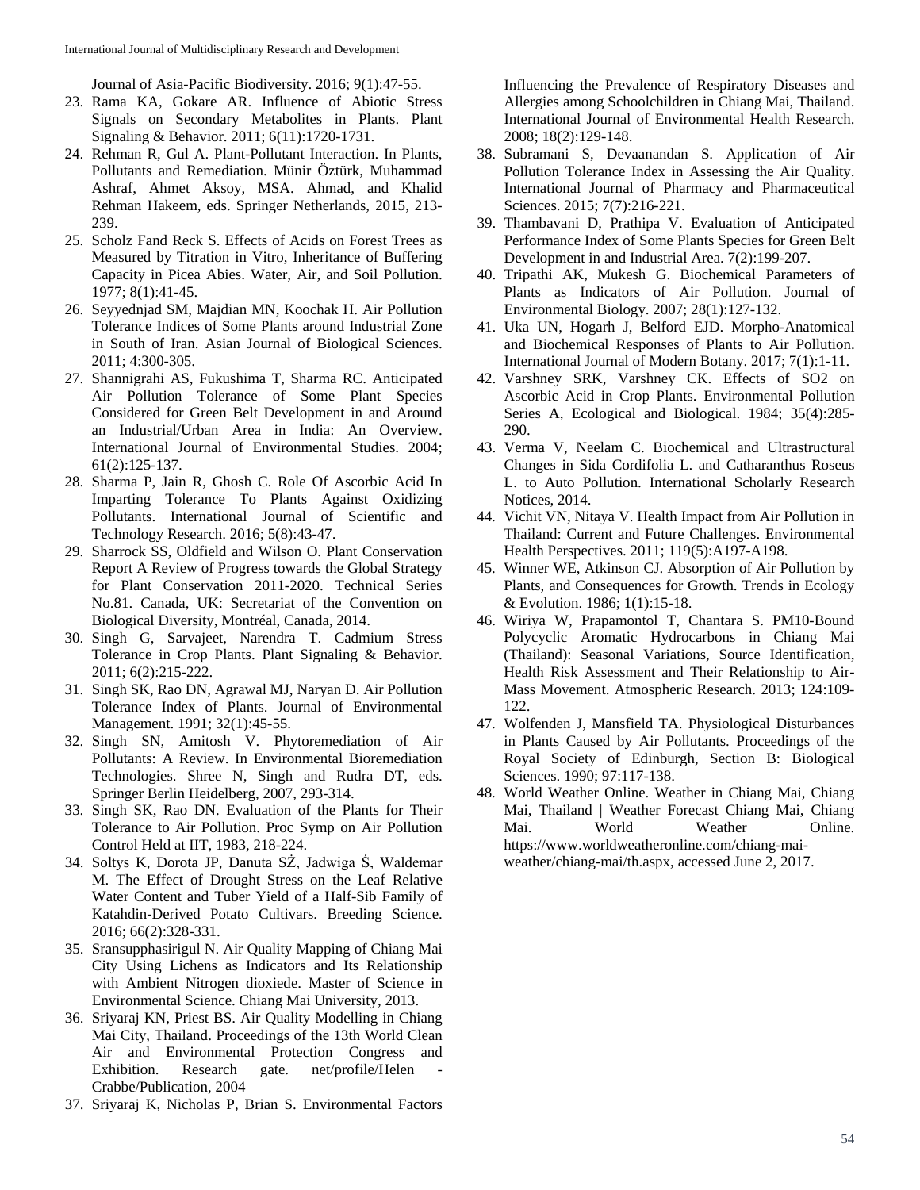Journal of Asia-Pacific Biodiversity. 2016; 9(1):47-55.

23. Rama KA, Gokare AR. Influence of Abiotic Stress Signals on Secondary Metabolites in Plants. Plant Signaling & Behavior. 2011; 6(11):1720-1731.
24. Rehman R, Gul A. Plant-Pollutant Interaction. In Plants, Pollutants and Remediation. Münir Öztürk, Muhammad Ashraf, Ahmet Aksoy, MSA. Ahmad, and Khalid Rehman Hakeem, eds. Springer Netherlands, 2015, 213-239.
25. Scholz Fand Reck S. Effects of Acids on Forest Trees as Measured by Titration in Vitro, Inheritance of Buffering Capacity in Picea Abies. Water, Air, and Soil Pollution. 1977; 8(1):41-45.
26. Seyyednjad SM, Majdian MN, Koochak H. Air Pollution Tolerance Indices of Some Plants around Industrial Zone in South of Iran. Asian Journal of Biological Sciences. 2011; 4:300-305.
27. Shannigrahi AS, Fukushima T, Sharma RC. Anticipated Air Pollution Tolerance of Some Plant Species Considered for Green Belt Development in and Around an Industrial/Urban Area in India: An Overview. International Journal of Environmental Studies. 2004; 61(2):125-137.
28. Sharma P, Jain R, Ghosh C. Role Of Ascorbic Acid In Imparting Tolerance To Plants Against Oxidizing Pollutants. International Journal of Scientific and Technology Research. 2016; 5(8):43-47.
29. Sharrock SS, Oldfield and Wilson O. Plant Conservation Report A Review of Progress towards the Global Strategy for Plant Conservation 2011-2020. Technical Series No.81. Canada, UK: Secretariat of the Convention on Biological Diversity, Montréal, Canada, 2014.
30. Singh G, Sarvajeet, Narendra T. Cadmium Stress Tolerance in Crop Plants. Plant Signaling & Behavior. 2011; 6(2):215-222.
31. Singh SK, Rao DN, Agrawal MJ, Naryan D. Air Pollution Tolerance Index of Plants. Journal of Environmental Management. 1991; 32(1):45-55.
32. Singh SN, Amitosh V. Phytoremediation of Air Pollutants: A Review. In Environmental Bioremediation Technologies. Shree N, Singh and Rudra DT, eds. Springer Berlin Heidelberg, 2007, 293-314.
33. Singh SK, Rao DN. Evaluation of the Plants for Their Tolerance to Air Pollution. Proc Symp on Air Pollution Control Held at IIT, 1983, 218-224.
34. Soltys K, Dorota JP, Danuta SŻ, Jadwiga Ś, Waldemar M. The Effect of Drought Stress on the Leaf Relative Water Content and Tuber Yield of a Half-Sib Family of Katahdin-Derived Potato Cultivars. Breeding Science. 2016; 66(2):328-331.
35. Sransupphasirigul N. Air Quality Mapping of Chiang Mai City Using Lichens as Indicators and Its Relationship with Ambient Nitrogen dioxiede. Master of Science in Environmental Science. Chiang Mai University, 2013.
36. Sriyaraj KN, Priest BS. Air Quality Modelling in Chiang Mai City, Thailand. Proceedings of the 13th World Clean Air and Environmental Protection Congress and Exhibition. Research gate. net/profile/Helen - Crabbe/Publication, 2004
37. Sriyaraj K, Nicholas P, Brian S. Environmental Factors Influencing the Prevalence of Respiratory Diseases and Allergies among Schoolchildren in Chiang Mai, Thailand. International Journal of Environmental Health Research. 2008; 18(2):129-148.
38. Subramani S, Devaanandan S. Application of Air Pollution Tolerance Index in Assessing the Air Quality. International Journal of Pharmacy and Pharmaceutical Sciences. 2015; 7(7):216-221.
39. Thambavani D, Prathipa V. Evaluation of Anticipated Performance Index of Some Plants Species for Green Belt Development in and Industrial Area. 7(2):199-207.
40. Tripathi AK, Mukesh G. Biochemical Parameters of Plants as Indicators of Air Pollution. Journal of Environmental Biology. 2007; 28(1):127-132.
41. Uka UN, Hogarh J, Belford EJD. Morpho-Anatomical and Biochemical Responses of Plants to Air Pollution. International Journal of Modern Botany. 2017; 7(1):1-11.
42. Varshney SRK, Varshney CK. Effects of SO2 on Ascorbic Acid in Crop Plants. Environmental Pollution Series A, Ecological and Biological. 1984; 35(4):285-290.
43. Verma V, Neelam C. Biochemical and Ultrastructural Changes in Sida Cordifolia L. and Catharanthus Roseus L. to Auto Pollution. International Scholarly Research Notices, 2014.
44. Vichit VN, Nitaya V. Health Impact from Air Pollution in Thailand: Current and Future Challenges. Environmental Health Perspectives. 2011; 119(5):A197-A198.
45. Winner WE, Atkinson CJ. Absorption of Air Pollution by Plants, and Consequences for Growth. Trends in Ecology & Evolution. 1986; 1(1):15-18.
46. Wiriya W, Prapamontol T, Chantara S. PM10-Bound Polycyclic Aromatic Hydrocarbons in Chiang Mai (Thailand): Seasonal Variations, Source Identification, Health Risk Assessment and Their Relationship to Air-Mass Movement. Atmospheric Research. 2013; 124:109-122.
47. Wolfenden J, Mansfield TA. Physiological Disturbances in Plants Caused by Air Pollutants. Proceedings of the Royal Society of Edinburgh, Section B: Biological Sciences. 1990; 97:117-138.
48. World Weather Online. Weather in Chiang Mai, Chiang Mai, Thailand | Weather Forecast Chiang Mai, Chiang Mai. World Weather Online. https://www.worldweatheronline.com/chiang-mai-weather/chiang-mai/th.aspx, accessed June 2, 2017.